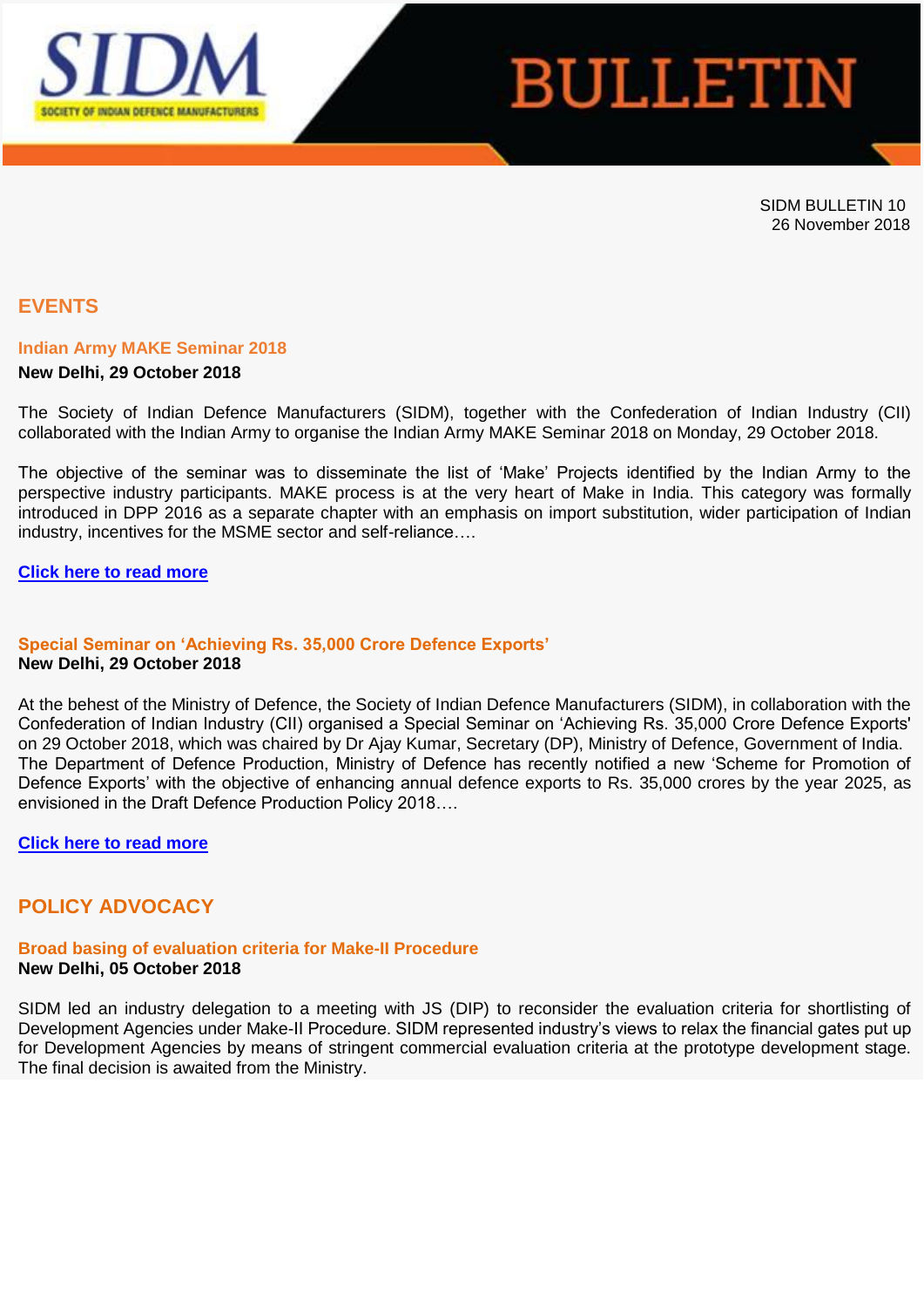# SIDM BULLETIN

SIDM BULLETIN 10
26 November 2018

## EVENTS

### Indian Army MAKE Seminar 2018

**New Delhi, 29 October 2018**

The Society of Indian Defence Manufacturers (SIDM), together with the Confederation of Indian Industry (CII) collaborated with the Indian Army to organise the Indian Army MAKE Seminar 2018 on Monday, 29 October 2018.

The objective of the seminar was to disseminate the list of 'Make' Projects identified by the Indian Army to the perspective industry participants. MAKE process is at the very heart of Make in India. This category was formally introduced in DPP 2016 as a separate chapter with an emphasis on import substitution, wider participation of Indian industry, incentives for the MSME sector and self-reliance….

**Click here to read more**

### Special Seminar on 'Achieving Rs. 35,000 Crore Defence Exports'

**New Delhi, 29 October 2018**

At the behest of the Ministry of Defence, the Society of Indian Defence Manufacturers (SIDM), in collaboration with the Confederation of Indian Industry (CII) organised a Special Seminar on 'Achieving Rs. 35,000 Crore Defence Exports' on 29 October 2018, which was chaired by Dr Ajay Kumar, Secretary (DP), Ministry of Defence, Government of India. The Department of Defence Production, Ministry of Defence has recently notified a new 'Scheme for Promotion of Defence Exports' with the objective of enhancing annual defence exports to Rs. 35,000 crores by the year 2025, as envisioned in the Draft Defence Production Policy 2018….

**Click here to read more**

## POLICY ADVOCACY

### Broad basing of evaluation criteria for Make-II Procedure

**New Delhi, 05 October 2018**

SIDM led an industry delegation to a meeting with JS (DIP) to reconsider the evaluation criteria for shortlisting of Development Agencies under Make-II Procedure. SIDM represented industry's views to relax the financial gates put up for Development Agencies by means of stringent commercial evaluation criteria at the prototype development stage. The final decision is awaited from the Ministry.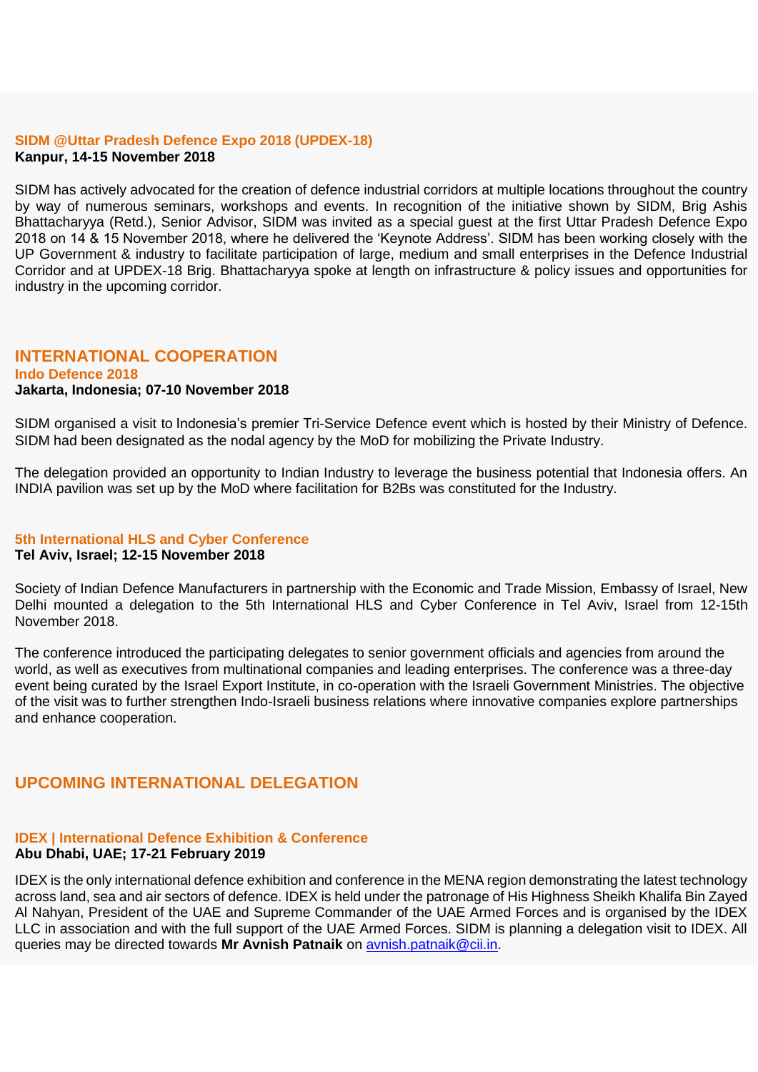### SIDM @Uttar Pradesh Defence Expo 2018 (UPDEX-18)

**Kanpur, 14-15 November 2018**

SIDM has actively advocated for the creation of defence industrial corridors at multiple locations throughout the country by way of numerous seminars, workshops and events. In recognition of the initiative shown by SIDM, Brig Ashis Bhattacharyya (Retd.), Senior Advisor, SIDM was invited as a special guest at the first Uttar Pradesh Defence Expo 2018 on 14 & 15 November 2018, where he delivered the 'Keynote Address'. SIDM has been working closely with the UP Government & industry to facilitate participation of large, medium and small enterprises in the Defence Industrial Corridor and at UPDEX-18 Brig. Bhattacharyya spoke at length on infrastructure & policy issues and opportunities for industry in the upcoming corridor.

## INTERNATIONAL COOPERATION

### Indo Defence 2018

**Jakarta, Indonesia; 07-10 November 2018**

SIDM organised a visit to Indonesia's premier Tri-Service Defence event which is hosted by their Ministry of Defence. SIDM had been designated as the nodal agency by the MoD for mobilizing the Private Industry.

The delegation provided an opportunity to Indian Industry to leverage the business potential that Indonesia offers. An INDIA pavilion was set up by the MoD where facilitation for B2Bs was constituted for the Industry.

### 5th International HLS and Cyber Conference

**Tel Aviv, Israel; 12-15 November 2018**

Society of Indian Defence Manufacturers in partnership with the Economic and Trade Mission, Embassy of Israel, New Delhi mounted a delegation to the 5th International HLS and Cyber Conference in Tel Aviv, Israel from 12-15th November 2018.

The conference introduced the participating delegates to senior government officials and agencies from around the world, as well as executives from multinational companies and leading enterprises. The conference was a three-day event being curated by the Israel Export Institute, in co-operation with the Israeli Government Ministries. The objective of the visit was to further strengthen Indo-Israeli business relations where innovative companies explore partnerships and enhance cooperation.

## UPCOMING INTERNATIONAL DELEGATION

### IDEX | International Defence Exhibition & Conference

**Abu Dhabi, UAE; 17-21 February 2019**

IDEX is the only international defence exhibition and conference in the MENA region demonstrating the latest technology across land, sea and air sectors of defence. IDEX is held under the patronage of His Highness Sheikh Khalifa Bin Zayed Al Nahyan, President of the UAE and Supreme Commander of the UAE Armed Forces and is organised by the IDEX LLC in association and with the full support of the UAE Armed Forces. SIDM is planning a delegation visit to IDEX. All queries may be directed towards **Mr Avnish Patnaik** on avnish.patnaik@cii.in.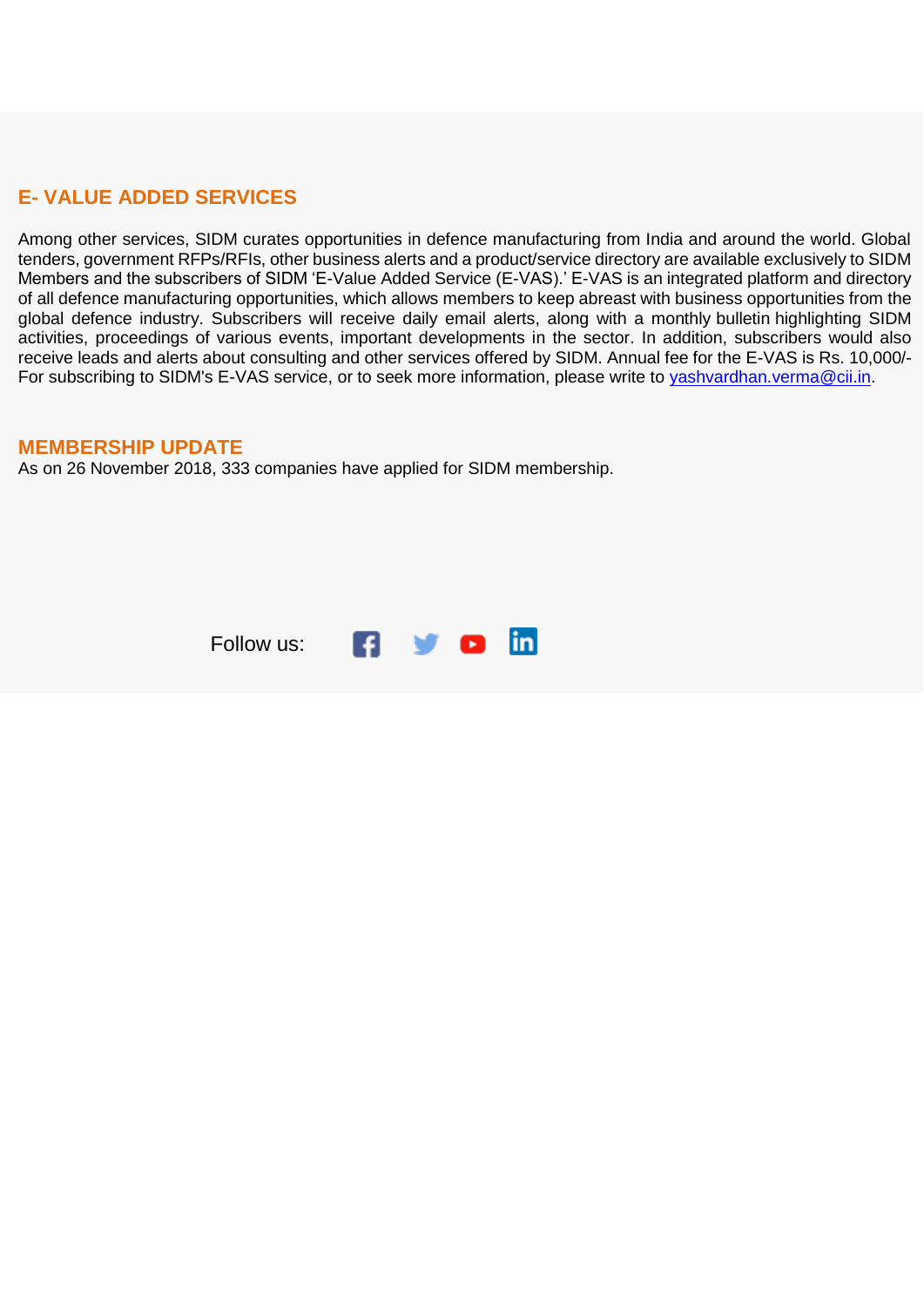## E- VALUE ADDED SERVICES

Among other services, SIDM curates opportunities in defence manufacturing from India and around the world. Global tenders, government RFPs/RFIs, other business alerts and a product/service directory are available exclusively to SIDM Members and the subscribers of SIDM 'E-Value Added Service (E-VAS).' E-VAS is an integrated platform and directory of all defence manufacturing opportunities, which allows members to keep abreast with business opportunities from the global defence industry. Subscribers will receive daily email alerts, along with a monthly bulletin highlighting SIDM activities, proceedings of various events, important developments in the sector. In addition, subscribers would also receive leads and alerts about consulting and other services offered by SIDM. Annual fee for the E-VAS is Rs. 10,000/- For subscribing to SIDM's E-VAS service, or to seek more information, please write to yashvardhan.verma@cii.in.

## MEMBERSHIP UPDATE

As on 26 November 2018, 333 companies have applied for SIDM membership.

Follow us: